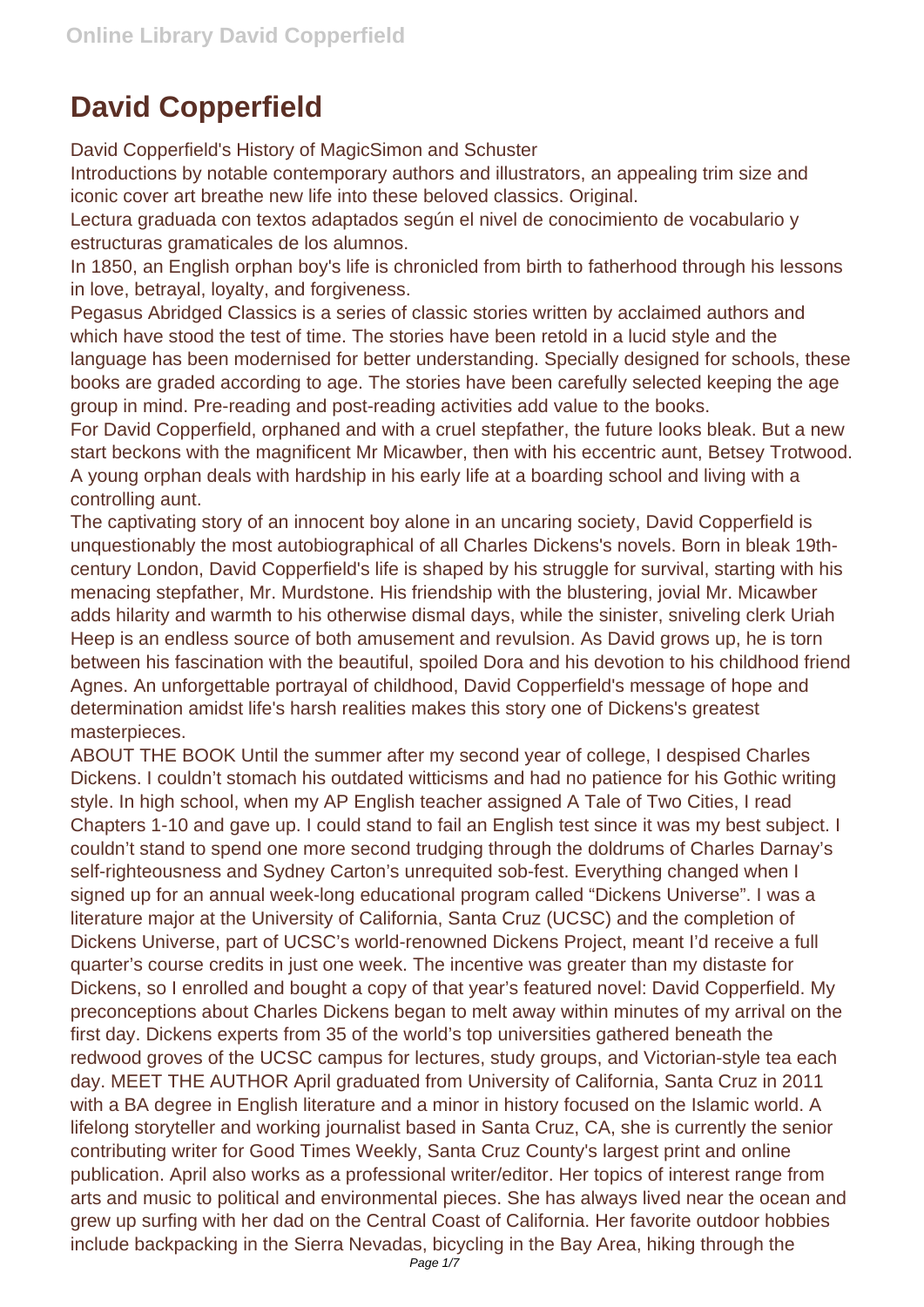# David Copperfield

David Copperfield's History of MagicSimon and Schuster

Introductions by notable contemporary authors and illustrators, an appealing trim size and iconic cover art breathe new life into these beloved classics. Original.

Lectura graduada con textos adaptados según el nivel de conocimiento de vocabulario y estructuras gramaticales de los alumnos.

In 1850, an English orphan boy's life is chronicled from birth to fatherhood through his lessons in love, betrayal, loyalty, and forgiveness.

Pegasus Abridged Classics is a series of classic stories written by acclaimed authors and which have stood the test of time. The stories have been retold in a lucid style and the language has been modernised for better understanding. Specially designed for schools, these books are graded according to age. The stories have been carefully selected keeping the age group in mind. Pre-reading and post-reading activities add value to the books.

For David Copperfield, orphaned and with a cruel stepfather, the future looks bleak. But a new start beckons with the magnificent Mr Micawber, then with his eccentric aunt, Betsey Trotwood.

A young orphan deals with hardship in his early life at a boarding school and living with a controlling aunt.

The captivating story of an innocent boy alone in an uncaring society, David Copperfield is unquestionably the most autobiographical of all Charles Dickens's novels. Born in bleak 19th-century London, David Copperfield's life is shaped by his struggle for survival, starting with his menacing stepfather, Mr. Murdstone. His friendship with the blustering, jovial Mr. Micawber adds hilarity and warmth to his otherwise dismal days, while the sinister, sniveling clerk Uriah Heep is an endless source of both amusement and revulsion. As David grows up, he is torn between his fascination with the beautiful, spoiled Dora and his devotion to his childhood friend Agnes. An unforgettable portrayal of childhood, David Copperfield's message of hope and determination amidst life's harsh realities makes this story one of Dickens's greatest masterpieces.

ABOUT THE BOOK Until the summer after my second year of college, I despised Charles Dickens. I couldn't stomach his outdated witticisms and had no patience for his Gothic writing style. In high school, when my AP English teacher assigned A Tale of Two Cities, I read Chapters 1-10 and gave up. I could stand to fail an English test since it was my best subject. I couldn't stand to spend one more second trudging through the doldrums of Charles Darnay's self-righteousness and Sydney Carton's unrequited sob-fest. Everything changed when I signed up for an annual week-long educational program called "Dickens Universe". I was a literature major at the University of California, Santa Cruz (UCSC) and the completion of Dickens Universe, part of UCSC's world-renowned Dickens Project, meant I'd receive a full quarter's course credits in just one week. The incentive was greater than my distaste for Dickens, so I enrolled and bought a copy of that year's featured novel: David Copperfield. My preconceptions about Charles Dickens began to melt away within minutes of my arrival on the first day. Dickens experts from 35 of the world's top universities gathered beneath the redwood groves of the UCSC campus for lectures, study groups, and Victorian-style tea each day. MEET THE AUTHOR April graduated from University of California, Santa Cruz in 2011 with a BA degree in English literature and a minor in history focused on the Islamic world. A lifelong storyteller and working journalist based in Santa Cruz, CA, she is currently the senior contributing writer for Good Times Weekly, Santa Cruz County's largest print and online publication. April also works as a professional writer/editor. Her topics of interest range from arts and music to political and environmental pieces. She has always lived near the ocean and grew up surfing with her dad on the Central Coast of California. Her favorite outdoor hobbies include backpacking in the Sierra Nevadas, bicycling in the Bay Area, hiking through the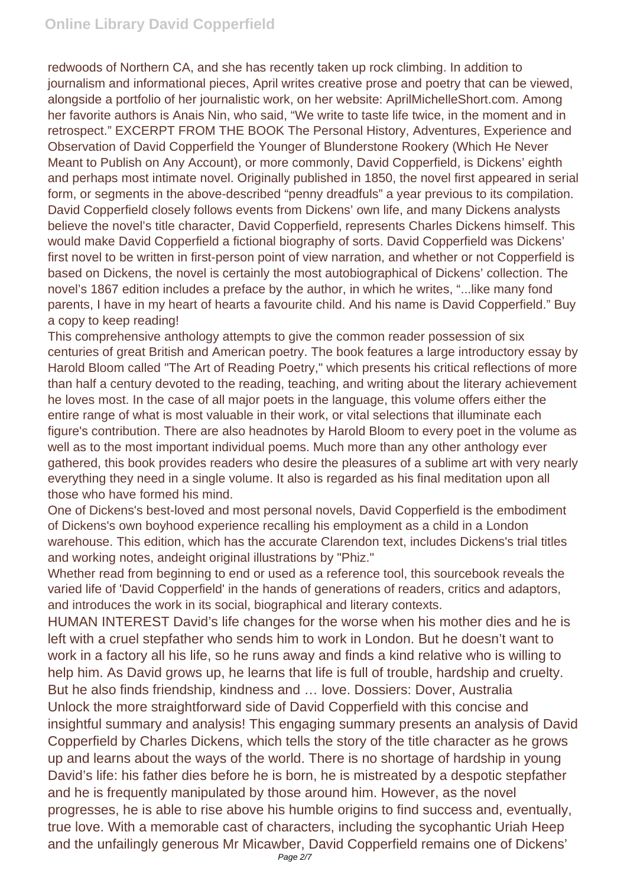redwoods of Northern CA, and she has recently taken up rock climbing. In addition to journalism and informational pieces, April writes creative prose and poetry that can be viewed, alongside a portfolio of her journalistic work, on her website: AprilMichelleShort.com. Among her favorite authors is Anais Nin, who said, "We write to taste life twice, in the moment and in retrospect." EXCERPT FROM THE BOOK The Personal History, Adventures, Experience and Observation of David Copperfield the Younger of Blunderstone Rookery (Which He Never Meant to Publish on Any Account), or more commonly, David Copperfield, is Dickens' eighth and perhaps most intimate novel. Originally published in 1850, the novel first appeared in serial form, or segments in the above-described "penny dreadfuls" a year previous to its compilation. David Copperfield closely follows events from Dickens' own life, and many Dickens analysts believe the novel's title character, David Copperfield, represents Charles Dickens himself. This would make David Copperfield a fictional biography of sorts. David Copperfield was Dickens' first novel to be written in first-person point of view narration, and whether or not Copperfield is based on Dickens, the novel is certainly the most autobiographical of Dickens' collection. The novel's 1867 edition includes a preface by the author, in which he writes, "...like many fond parents, I have in my heart of hearts a favourite child. And his name is David Copperfield." Buy a copy to keep reading!

This comprehensive anthology attempts to give the common reader possession of six centuries of great British and American poetry. The book features a large introductory essay by Harold Bloom called "The Art of Reading Poetry," which presents his critical reflections of more than half a century devoted to the reading, teaching, and writing about the literary achievement he loves most. In the case of all major poets in the language, this volume offers either the entire range of what is most valuable in their work, or vital selections that illuminate each figure's contribution. There are also headnotes by Harold Bloom to every poet in the volume as well as to the most important individual poems. Much more than any other anthology ever gathered, this book provides readers who desire the pleasures of a sublime art with very nearly everything they need in a single volume. It also is regarded as his final meditation upon all those who have formed his mind.

One of Dickens's best-loved and most personal novels, David Copperfield is the embodiment of Dickens's own boyhood experience recalling his employment as a child in a London warehouse. This edition, which has the accurate Clarendon text, includes Dickens's trial titles and working notes, andeight original illustrations by "Phiz."

Whether read from beginning to end or used as a reference tool, this sourcebook reveals the varied life of 'David Copperfield' in the hands of generations of readers, critics and adaptors, and introduces the work in its social, biographical and literary contexts.

HUMAN INTEREST David's life changes for the worse when his mother dies and he is left with a cruel stepfather who sends him to work in London. But he doesn't want to work in a factory all his life, so he runs away and finds a kind relative who is willing to help him. As David grows up, he learns that life is full of trouble, hardship and cruelty. But he also finds friendship, kindness and … love. Dossiers: Dover, Australia

Unlock the more straightforward side of David Copperfield with this concise and insightful summary and analysis! This engaging summary presents an analysis of David Copperfield by Charles Dickens, which tells the story of the title character as he grows up and learns about the ways of the world. There is no shortage of hardship in young David's life: his father dies before he is born, he is mistreated by a despotic stepfather and he is frequently manipulated by those around him. However, as the novel progresses, he is able to rise above his humble origins to find success and, eventually, true love. With a memorable cast of characters, including the sycophantic Uriah Heep and the unfailingly generous Mr Micawber, David Copperfield remains one of Dickens'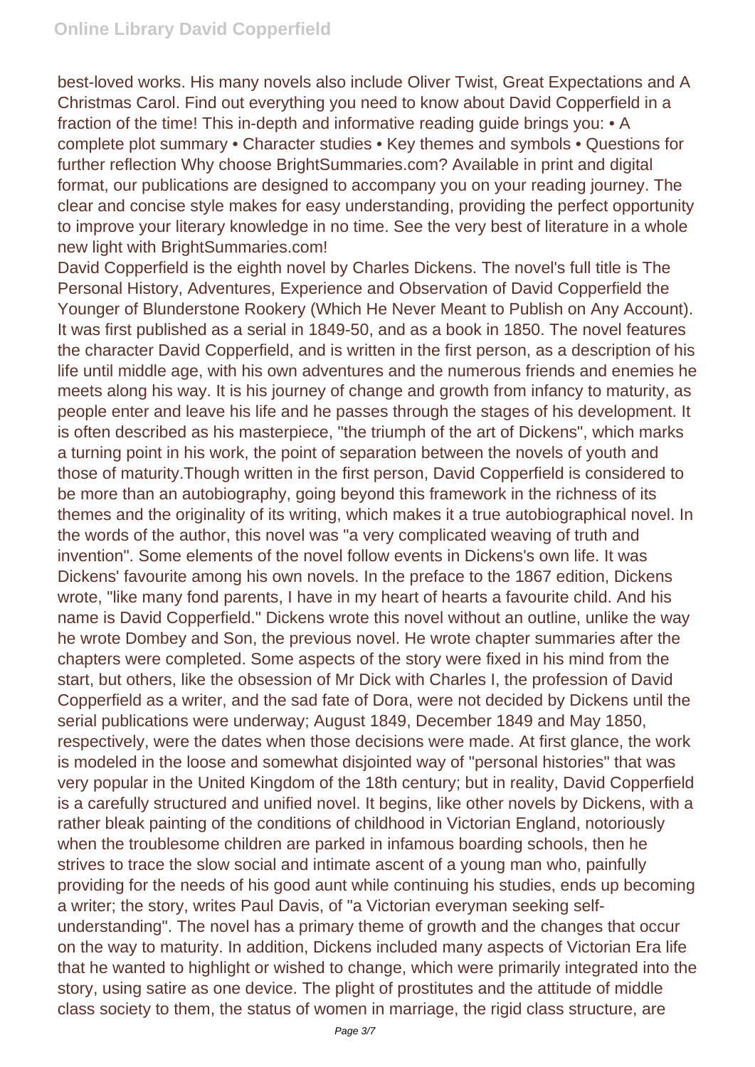best-loved works. His many novels also include Oliver Twist, Great Expectations and A Christmas Carol. Find out everything you need to know about David Copperfield in a fraction of the time! This in-depth and informative reading guide brings you: • A complete plot summary • Character studies • Key themes and symbols • Questions for further reflection Why choose BrightSummaries.com? Available in print and digital format, our publications are designed to accompany you on your reading journey. The clear and concise style makes for easy understanding, providing the perfect opportunity to improve your literary knowledge in no time. See the very best of literature in a whole new light with BrightSummaries.com!

David Copperfield is the eighth novel by Charles Dickens. The novel's full title is The Personal History, Adventures, Experience and Observation of David Copperfield the Younger of Blunderstone Rookery (Which He Never Meant to Publish on Any Account). It was first published as a serial in 1849-50, and as a book in 1850. The novel features the character David Copperfield, and is written in the first person, as a description of his life until middle age, with his own adventures and the numerous friends and enemies he meets along his way. It is his journey of change and growth from infancy to maturity, as people enter and leave his life and he passes through the stages of his development. It is often described as his masterpiece, "the triumph of the art of Dickens", which marks a turning point in his work, the point of separation between the novels of youth and those of maturity.Though written in the first person, David Copperfield is considered to be more than an autobiography, going beyond this framework in the richness of its themes and the originality of its writing, which makes it a true autobiographical novel. In the words of the author, this novel was "a very complicated weaving of truth and invention". Some elements of the novel follow events in Dickens's own life. It was Dickens' favourite among his own novels. In the preface to the 1867 edition, Dickens wrote, "like many fond parents, I have in my heart of hearts a favourite child. And his name is David Copperfield." Dickens wrote this novel without an outline, unlike the way he wrote Dombey and Son, the previous novel. He wrote chapter summaries after the chapters were completed. Some aspects of the story were fixed in his mind from the start, but others, like the obsession of Mr Dick with Charles I, the profession of David Copperfield as a writer, and the sad fate of Dora, were not decided by Dickens until the serial publications were underway; August 1849, December 1849 and May 1850, respectively, were the dates when those decisions were made. At first glance, the work is modeled in the loose and somewhat disjointed way of "personal histories" that was very popular in the United Kingdom of the 18th century; but in reality, David Copperfield is a carefully structured and unified novel. It begins, like other novels by Dickens, with a rather bleak painting of the conditions of childhood in Victorian England, notoriously when the troublesome children are parked in infamous boarding schools, then he strives to trace the slow social and intimate ascent of a young man who, painfully providing for the needs of his good aunt while continuing his studies, ends up becoming a writer; the story, writes Paul Davis, of "a Victorian everyman seeking self-understanding". The novel has a primary theme of growth and the changes that occur on the way to maturity. In addition, Dickens included many aspects of Victorian Era life that he wanted to highlight or wished to change, which were primarily integrated into the story, using satire as one device. The plight of prostitutes and the attitude of middle class society to them, the status of women in marriage, the rigid class structure, are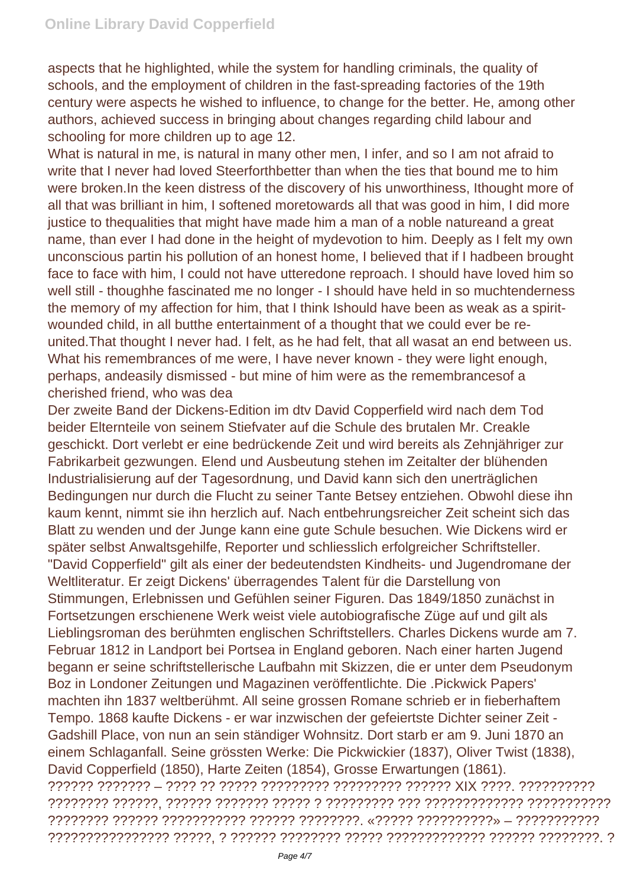aspects that he highlighted, while the system for handling criminals, the quality of schools, and the employment of children in the fast-spreading factories of the 19th century were aspects he wished to influence, to change for the better. He, among other authors, achieved success in bringing about changes regarding child labour and schooling for more children up to age 12.

What is natural in me, is natural in many other men, I infer, and so I am not afraid to write that I never had loved Steerforthbetter than when the ties that bound me to him were broken.In the keen distress of the discovery of his unworthiness, Ithought more of all that was brilliant in him, I softened moretowards all that was good in him, I did more justice to thequalities that might have made him a man of a noble natureand a great name, than ever I had done in the height of mydevotion to him. Deeply as I felt my own unconscious partin his pollution of an honest home, I believed that if I hadbeen brought face to face with him, I could not have utteredone reproach. I should have loved him so well still - thoughhe fascinated me no longer - I should have held in so muchtenderness the memory of my affection for him, that I think Ishould have been as weak as a spirit-wounded child, in all butthe entertainment of a thought that we could ever be re-united.That thought I never had. I felt, as he had felt, that all wasat an end between us. What his remembrances of me were, I have never known - they were light enough, perhaps, andeasily dismissed - but mine of him were as the remembrancesof a cherished friend, who was dea

Der zweite Band der Dickens-Edition im dtv David Copperfield wird nach dem Tod beider Elternteile von seinem Stiefvater auf die Schule des brutalen Mr. Creakle geschickt. Dort verlebt er eine bedrückende Zeit und wird bereits als Zehnjähriger zur Fabrikarbeit gezwungen. Elend und Ausbeutung stehen im Zeitalter der blühenden Industrialisierung auf der Tagesordnung, und David kann sich den unerträglichen Bedingungen nur durch die Flucht zu seiner Tante Betsey entziehen. Obwohl diese ihn kaum kennt, nimmt sie ihn herzlich auf. Nach entbehrungsreicher Zeit scheint sich das Blatt zu wenden und der Junge kann eine gute Schule besuchen. Wie Dickens wird er später selbst Anwaltsgehilfe, Reporter und schliesslich erfolgreicher Schriftsteller. "David Copperfield" gilt als einer der bedeutendsten Kindheits- und Jugendromane der Weltliteratur. Er zeigt Dickens' überragendes Talent für die Darstellung von Stimmungen, Erlebnissen und Gefühlen seiner Figuren. Das 1849/1850 zunächst in Fortsetzungen erschienene Werk weist viele autobiografische Züge auf und gilt als Lieblingsroman des berühmten englischen Schriftstellers. Charles Dickens wurde am 7. Februar 1812 in Landport bei Portsea in England geboren. Nach einer harten Jugend begann er seine schriftstellerische Laufbahn mit Skizzen, die er unter dem Pseudonym Boz in Londoner Zeitungen und Magazinen veröffentlichte. Die .Pickwick Papers' machten ihn 1837 weltberühmt. All seine grossen Romane schrieb er in fieberhaftem Tempo. 1868 kaufte Dickens - er war inzwischen der gefeiertste Dichter seiner Zeit - Gadshill Place, von nun an sein ständiger Wohnsitz. Dort starb er am 9. Juni 1870 an einem Schlaganfall. Seine grössten Werke: Die Pickwickier (1837), Oliver Twist (1838), David Copperfield (1850), Harte Zeiten (1854), Grosse Erwartungen (1861).

?????? ??????? – ???? ?? ????? ????????? ????????? ?????? XIX ????. ?????????? ???????? ??????, ?????? ??????? ????? ? ????????? ??? ????????????? ??????????? ???????? ?????? ??????????? ?????? ????????. «????? ??????????» – ??????????? ???????????????? ?????, ? ?????? ???????? ????? ????????????? ?????? ????????. ?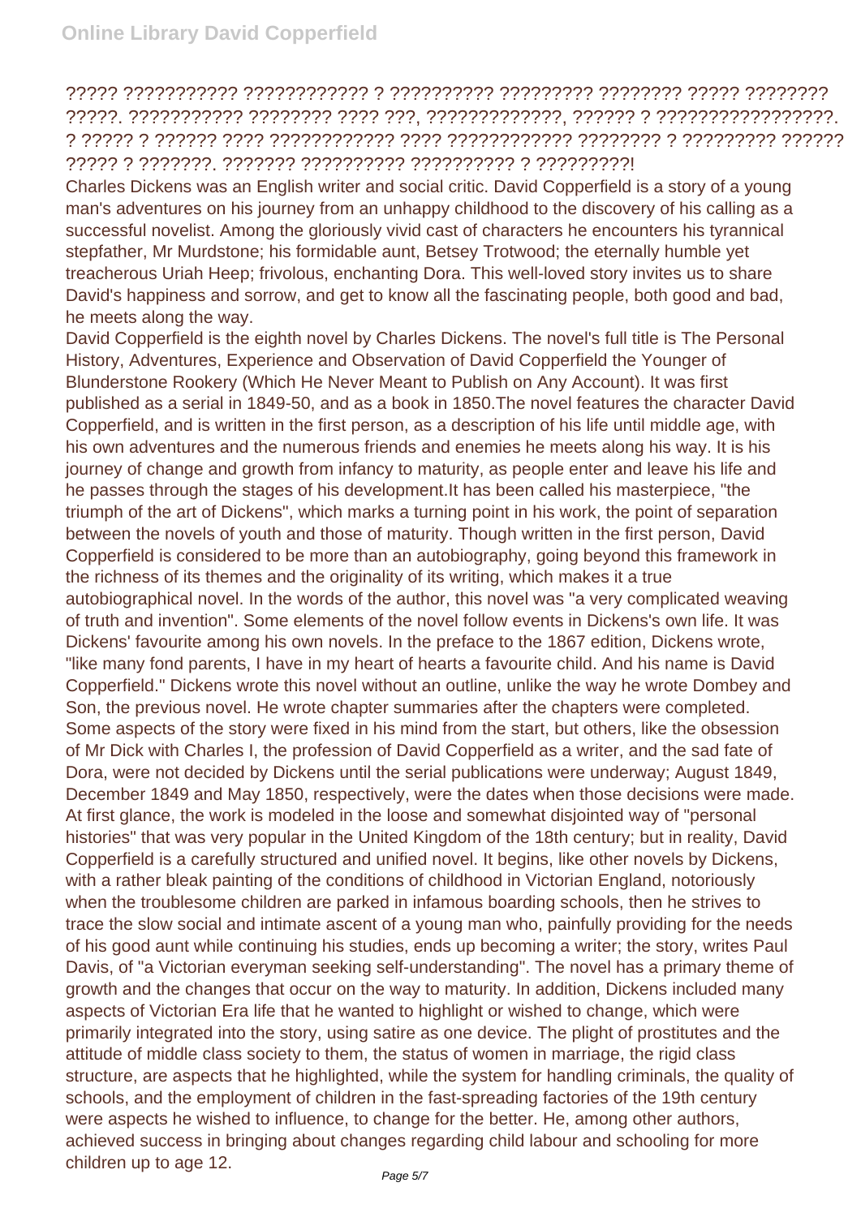????? ??????????? ???????????? ? ?????????? ????????? ???????? ????? ???????? ?????. ??????????? ???????? ???? ???, ?????????????, ?????? ? ?????????????????. ? ????? ? ?????? ???? ???????????? ???? ???????????? ???????? ? ????????? ?????? ????? ? ???????. ??????? ?????????? ?????????? ? ?????????!

Charles Dickens was an English writer and social critic. David Copperfield is a story of a young man's adventures on his journey from an unhappy childhood to the discovery of his calling as a successful novelist. Among the gloriously vivid cast of characters he encounters his tyrannical stepfather, Mr Murdstone; his formidable aunt, Betsey Trotwood; the eternally humble yet treacherous Uriah Heep; frivolous, enchanting Dora. This well-loved story invites us to share David's happiness and sorrow, and get to know all the fascinating people, both good and bad, he meets along the way.

David Copperfield is the eighth novel by Charles Dickens. The novel's full title is The Personal History, Adventures, Experience and Observation of David Copperfield the Younger of Blunderstone Rookery (Which He Never Meant to Publish on Any Account). It was first published as a serial in 1849-50, and as a book in 1850.The novel features the character David Copperfield, and is written in the first person, as a description of his life until middle age, with his own adventures and the numerous friends and enemies he meets along his way. It is his journey of change and growth from infancy to maturity, as people enter and leave his life and he passes through the stages of his development.It has been called his masterpiece, "the triumph of the art of Dickens", which marks a turning point in his work, the point of separation between the novels of youth and those of maturity. Though written in the first person, David Copperfield is considered to be more than an autobiography, going beyond this framework in the richness of its themes and the originality of its writing, which makes it a true autobiographical novel. In the words of the author, this novel was "a very complicated weaving of truth and invention". Some elements of the novel follow events in Dickens's own life. It was Dickens' favourite among his own novels. In the preface to the 1867 edition, Dickens wrote, "like many fond parents, I have in my heart of hearts a favourite child. And his name is David Copperfield." Dickens wrote this novel without an outline, unlike the way he wrote Dombey and Son, the previous novel. He wrote chapter summaries after the chapters were completed. Some aspects of the story were fixed in his mind from the start, but others, like the obsession of Mr Dick with Charles I, the profession of David Copperfield as a writer, and the sad fate of Dora, were not decided by Dickens until the serial publications were underway; August 1849, December 1849 and May 1850, respectively, were the dates when those decisions were made. At first glance, the work is modeled in the loose and somewhat disjointed way of "personal histories" that was very popular in the United Kingdom of the 18th century; but in reality, David Copperfield is a carefully structured and unified novel. It begins, like other novels by Dickens, with a rather bleak painting of the conditions of childhood in Victorian England, notoriously when the troublesome children are parked in infamous boarding schools, then he strives to trace the slow social and intimate ascent of a young man who, painfully providing for the needs of his good aunt while continuing his studies, ends up becoming a writer; the story, writes Paul Davis, of "a Victorian everyman seeking self-understanding". The novel has a primary theme of growth and the changes that occur on the way to maturity. In addition, Dickens included many aspects of Victorian Era life that he wanted to highlight or wished to change, which were primarily integrated into the story, using satire as one device. The plight of prostitutes and the attitude of middle class society to them, the status of women in marriage, the rigid class structure, are aspects that he highlighted, while the system for handling criminals, the quality of schools, and the employment of children in the fast-spreading factories of the 19th century were aspects he wished to influence, to change for the better. He, among other authors, achieved success in bringing about changes regarding child labour and schooling for more children up to age 12.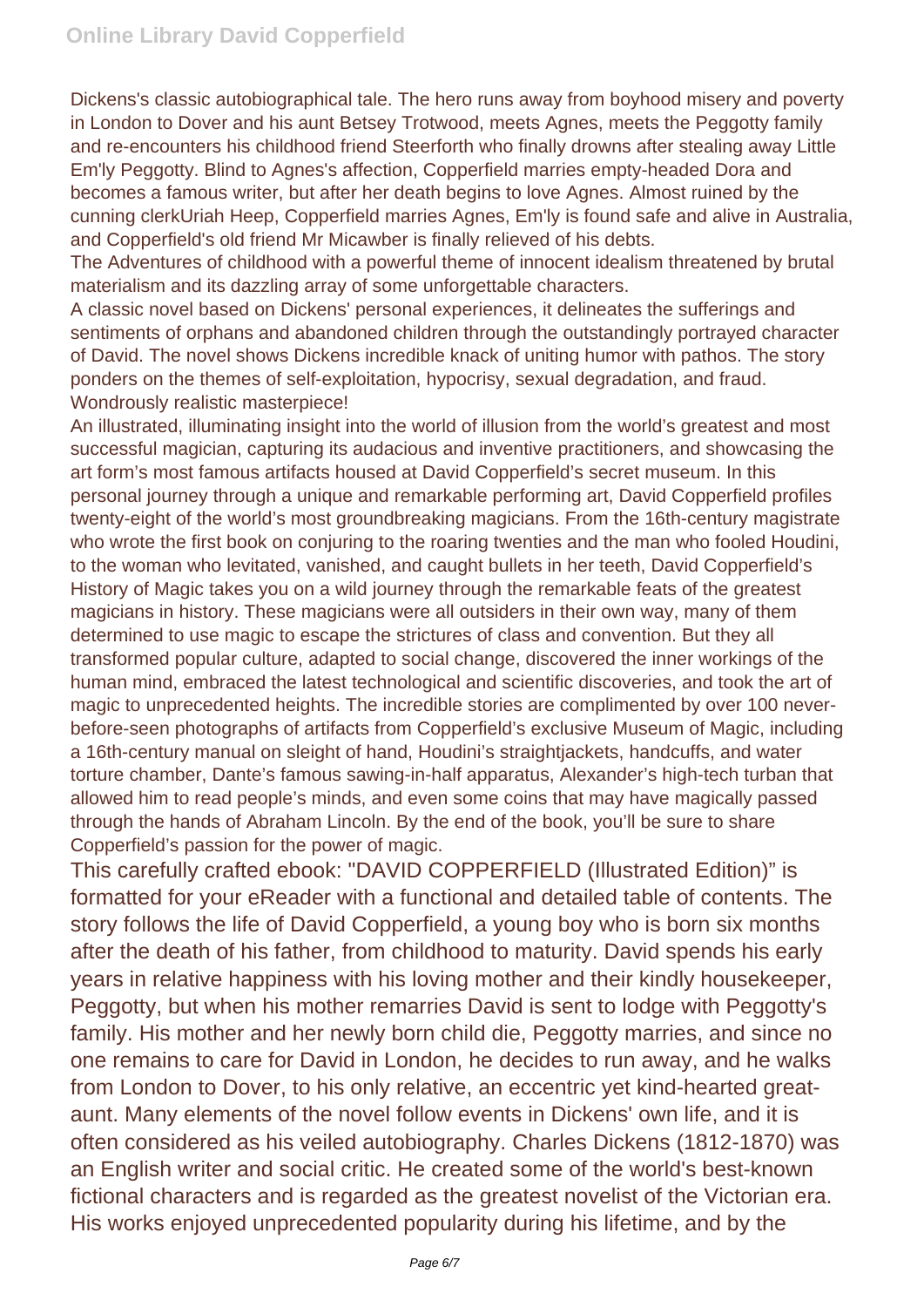Dickens's classic autobiographical tale. The hero runs away from boyhood misery and poverty in London to Dover and his aunt Betsey Trotwood, meets Agnes, meets the Peggotty family and re-encounters his childhood friend Steerforth who finally drowns after stealing away Little Em'ly Peggotty. Blind to Agnes's affection, Copperfield marries empty-headed Dora and becomes a famous writer, but after her death begins to love Agnes. Almost ruined by the cunning clerkUriah Heep, Copperfield marries Agnes, Em'ly is found safe and alive in Australia, and Copperfield's old friend Mr Micawber is finally relieved of his debts.

The Adventures of childhood with a powerful theme of innocent idealism threatened by brutal materialism and its dazzling array of some unforgettable characters.

A classic novel based on Dickens' personal experiences, it delineates the sufferings and sentiments of orphans and abandoned children through the outstandingly portrayed character of David. The novel shows Dickens incredible knack of uniting humor with pathos. The story ponders on the themes of self-exploitation, hypocrisy, sexual degradation, and fraud. Wondrously realistic masterpiece!

An illustrated, illuminating insight into the world of illusion from the world's greatest and most successful magician, capturing its audacious and inventive practitioners, and showcasing the art form's most famous artifacts housed at David Copperfield's secret museum. In this personal journey through a unique and remarkable performing art, David Copperfield profiles twenty-eight of the world's most groundbreaking magicians. From the 16th-century magistrate who wrote the first book on conjuring to the roaring twenties and the man who fooled Houdini, to the woman who levitated, vanished, and caught bullets in her teeth, David Copperfield's History of Magic takes you on a wild journey through the remarkable feats of the greatest magicians in history. These magicians were all outsiders in their own way, many of them determined to use magic to escape the strictures of class and convention. But they all transformed popular culture, adapted to social change, discovered the inner workings of the human mind, embraced the latest technological and scientific discoveries, and took the art of magic to unprecedented heights. The incredible stories are complimented by over 100 never-before-seen photographs of artifacts from Copperfield's exclusive Museum of Magic, including a 16th-century manual on sleight of hand, Houdini's straightjackets, handcuffs, and water torture chamber, Dante's famous sawing-in-half apparatus, Alexander's high-tech turban that allowed him to read people's minds, and even some coins that may have magically passed through the hands of Abraham Lincoln. By the end of the book, you'll be sure to share Copperfield's passion for the power of magic.

This carefully crafted ebook: "DAVID COPPERFIELD (Illustrated Edition)" is formatted for your eReader with a functional and detailed table of contents. The story follows the life of David Copperfield, a young boy who is born six months after the death of his father, from childhood to maturity. David spends his early years in relative happiness with his loving mother and their kindly housekeeper, Peggotty, but when his mother remarries David is sent to lodge with Peggotty's family. His mother and her newly born child die, Peggotty marries, and since no one remains to care for David in London, he decides to run away, and he walks from London to Dover, to his only relative, an eccentric yet kind-hearted great-aunt. Many elements of the novel follow events in Dickens' own life, and it is often considered as his veiled autobiography. Charles Dickens (1812-1870) was an English writer and social critic. He created some of the world's best-known fictional characters and is regarded as the greatest novelist of the Victorian era. His works enjoyed unprecedented popularity during his lifetime, and by the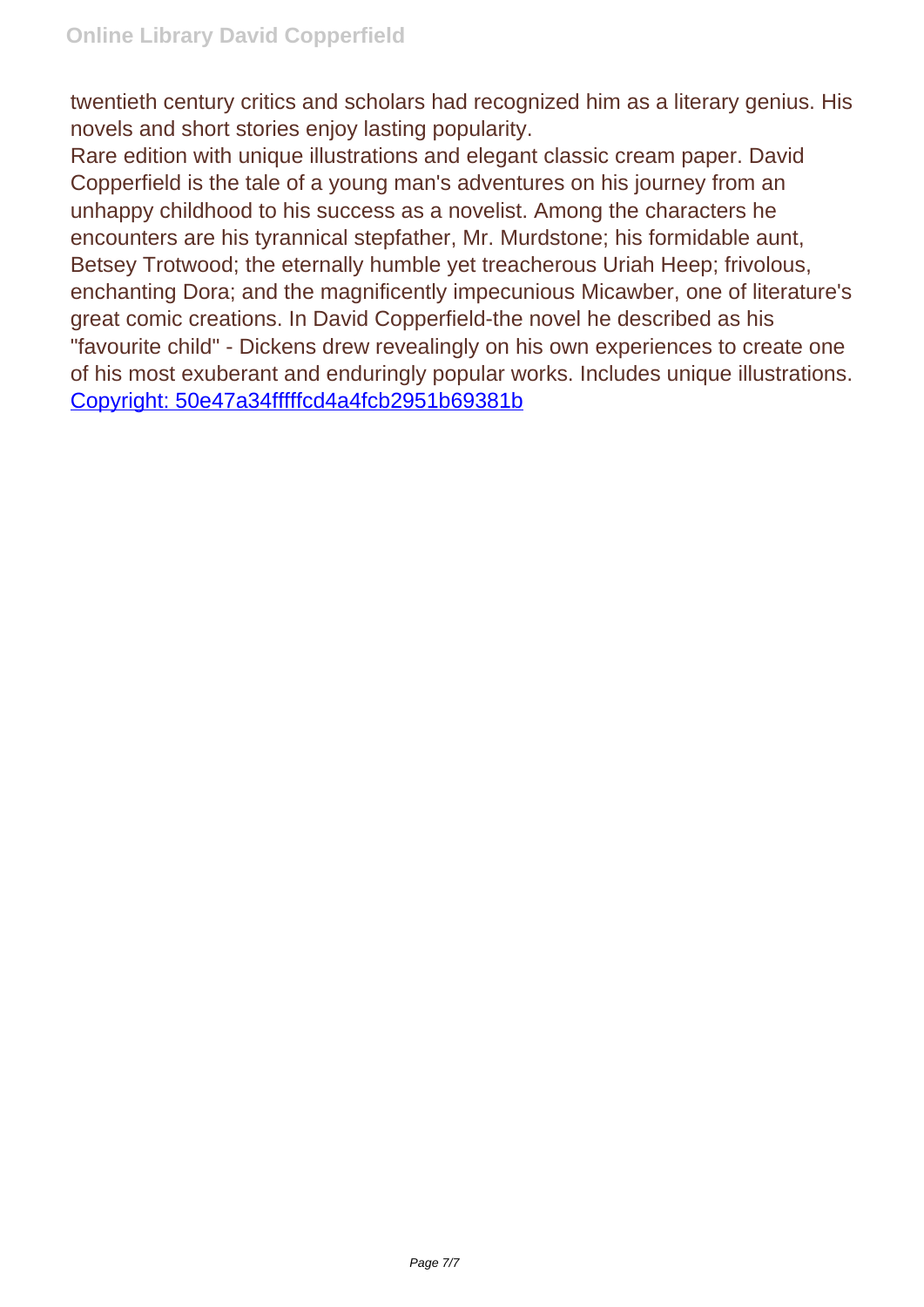twentieth century critics and scholars had recognized him as a literary genius. His novels and short stories enjoy lasting popularity.

Rare edition with unique illustrations and elegant classic cream paper. David Copperfield is the tale of a young man's adventures on his journey from an unhappy childhood to his success as a novelist. Among the characters he encounters are his tyrannical stepfather, Mr. Murdstone; his formidable aunt, Betsey Trotwood; the eternally humble yet treacherous Uriah Heep; frivolous, enchanting Dora; and the magnificently impecunious Micawber, one of literature's great comic creations. In David Copperfield-the novel he described as his "favourite child" - Dickens drew revealingly on his own experiences to create one of his most exuberant and enduringly popular works. Includes unique illustrations.

Copyright: 50e47a34fffffcd4a4fcb2951b69381b